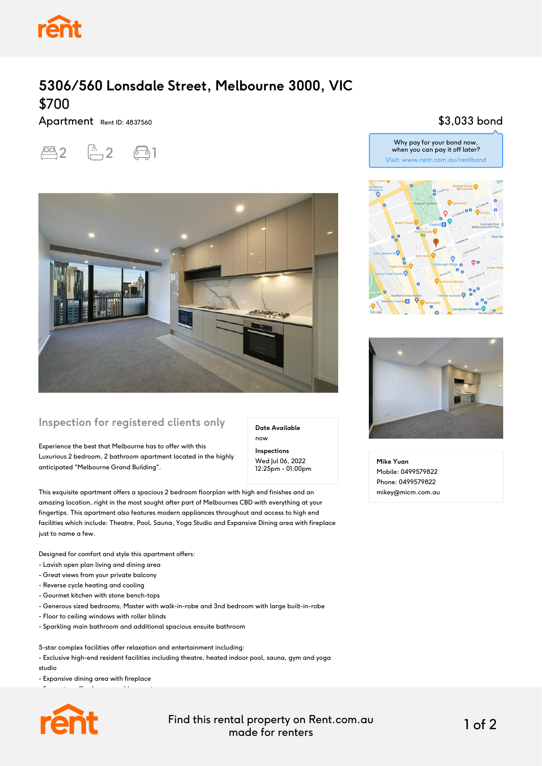# 5306/560 Lonsdale Street, Melbourne 3000, VIC

## $700

Apartment Rent ID: 4837560

2 2 1

$3,033 bond

Why pay for your bond now, when you can pay it off later?
Visit: www.rent.com.au/rentbond

## Inspection for registered clients only

Experience the best that Melbourne has to offer with this Luxurious 2 bedroom, 2 bathroom apartment located in the highly anticipated "Melbourne Grand Building".

**Date Available**
now

**Inspections**
Wed Jul 06, 2022
12:25pm - 01:00pm

This exquisite apartment offers a spacious 2 bedroom floorplan with high end finishes and an amazing location, right in the most sought after part of Melbournes CBD with everything at your fingertips. This apartment also features modern appliances throughout and access to high end facilities which include: Theatre, Pool, Sauna, Yoga Studio and Expansive Dining area with fireplace just to name a few.

Designed for comfort and style this apartment offers:
- Lavish open plan living and dining area
- Great views from your private balcony
- Reverse cycle heating and cooling
- Gourmet kitchen with stone bench-tops
- Generous sized bedrooms, Master with walk-in-robe and 3nd bedroom with large built-in-robe
- Floor to ceiling windows with roller blinds
- Sparkling main bathroom and additional spacious ensuite bathroom

5-star complex facilities offer relaxation and entertainment including:
- Exclusive high-end resident facilities including theatre, heated indoor pool, sauna, gym and yoga studio
- Expansive dining area with fireplace

**Mike Yuan**
Mobile: 0499579822
Phone: 0499579822
mikey@micm.com.au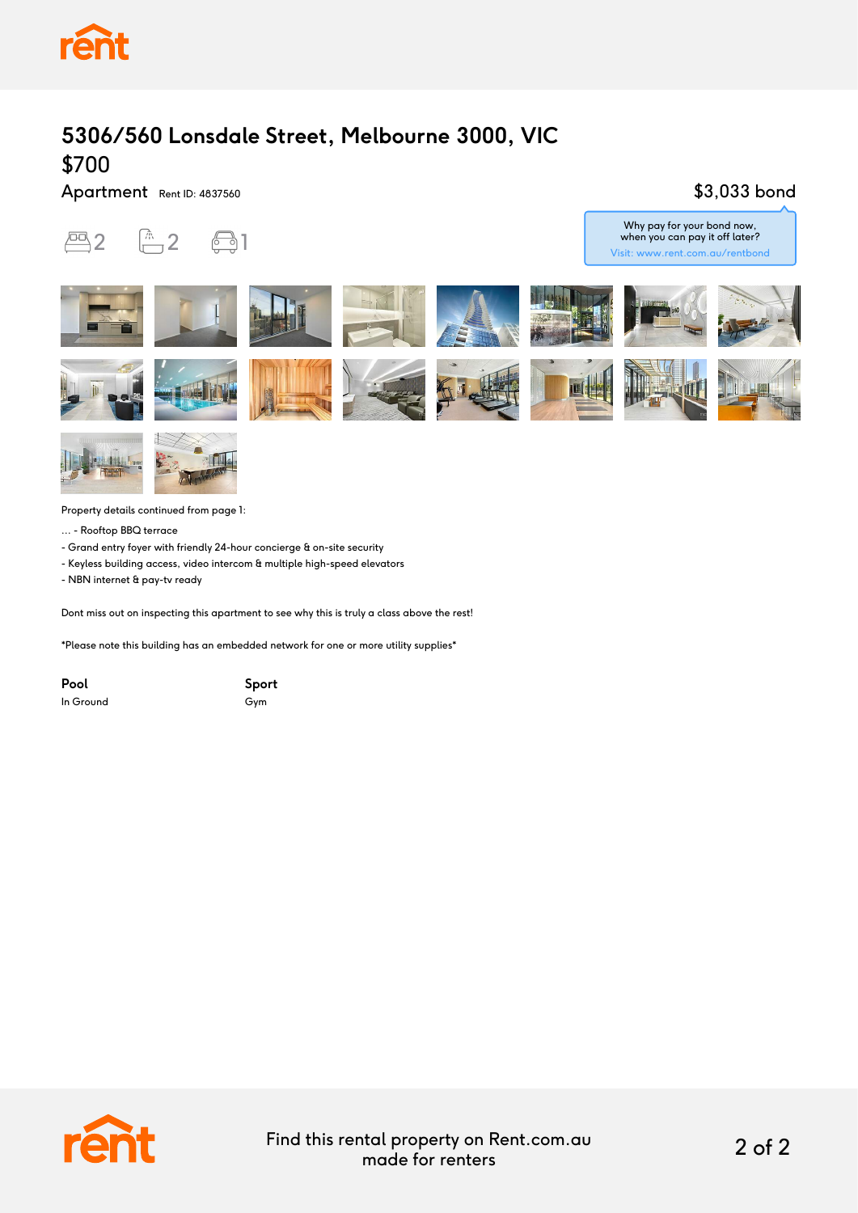# 5306/560 Lonsdale Street, Melbourne 3000, VIC

## $700

Apartment Rent ID: 4837560

$3,033 bond

Why pay for your bond now, when you can pay it off later?
Visit: www.rent.com.au/rentbond

2 2 1

Property details continued from page 1:

... - Rooftop BBQ terrace
- Grand entry foyer with friendly 24-hour concierge & on-site security
- Keyless building access, video intercom & multiple high-speed elevators
- NBN internet & pay-tv ready

Dont miss out on inspecting this apartment to see why this is truly a class above the rest!

*Please note this building has an embedded network for one or more utility supplies*

**Pool**
In Ground

**Sport**
Gym

Find this rental property on Rent.com.au made for renters